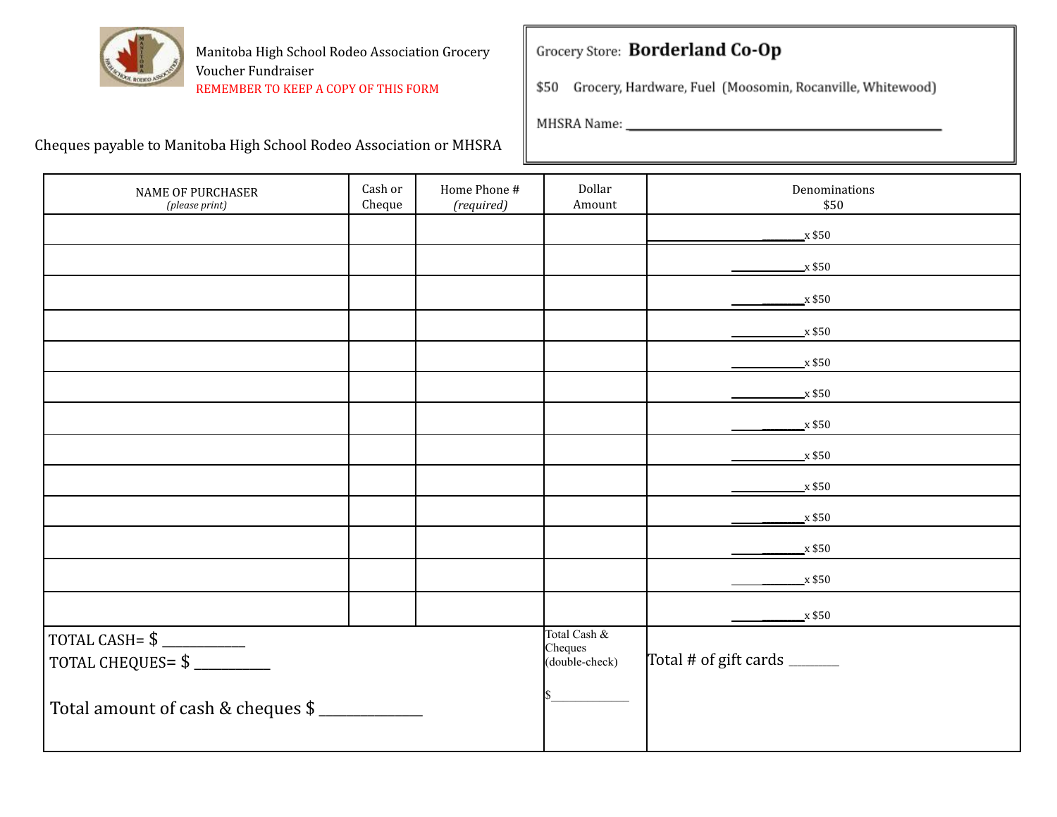Manitoba High School Rodeo Association Grocery Voucher Fundraiser

REMEMBER TO KEEP A COPY OF THIS FORM

Grocery Store: **Borderland Co-Op**

$50 Grocery, Hardware, Fuel (Moosomin, Rocanville, Whitewood)

MHSRA Name: ____________________________________________

Cheques payable to Manitoba High School Rodeo Association or MHSRA

| NAME OF PURCHASER *(please print)* | Cash or Cheque | Home Phone # *(required)* | Dollar Amount | Denominations $50 |
|---|---|---|---|---|
| | | | | ________x $50 |
| | | | | ________x $50 |
| | | | | ________x $50 |
| | | | | ________x $50 |
| | | | | ________x $50 |
| | | | | ________x $50 |
| | | | | ________x $50 |
| | | | | ________x $50 |
| | | | | ________x $50 |
| | | | | ________x $50 |
| | | | | ________x $50 |
| | | | | ________x $50 |
| | | | | ________x $50 |
| TOTAL CASH= $ __________<br>TOTAL CHEQUES= $ __________<br>Total amount of cash & cheques $ ____________ | | | Total Cash & Cheques (double-check)<br>$__________ | Total # of gift cards ______ |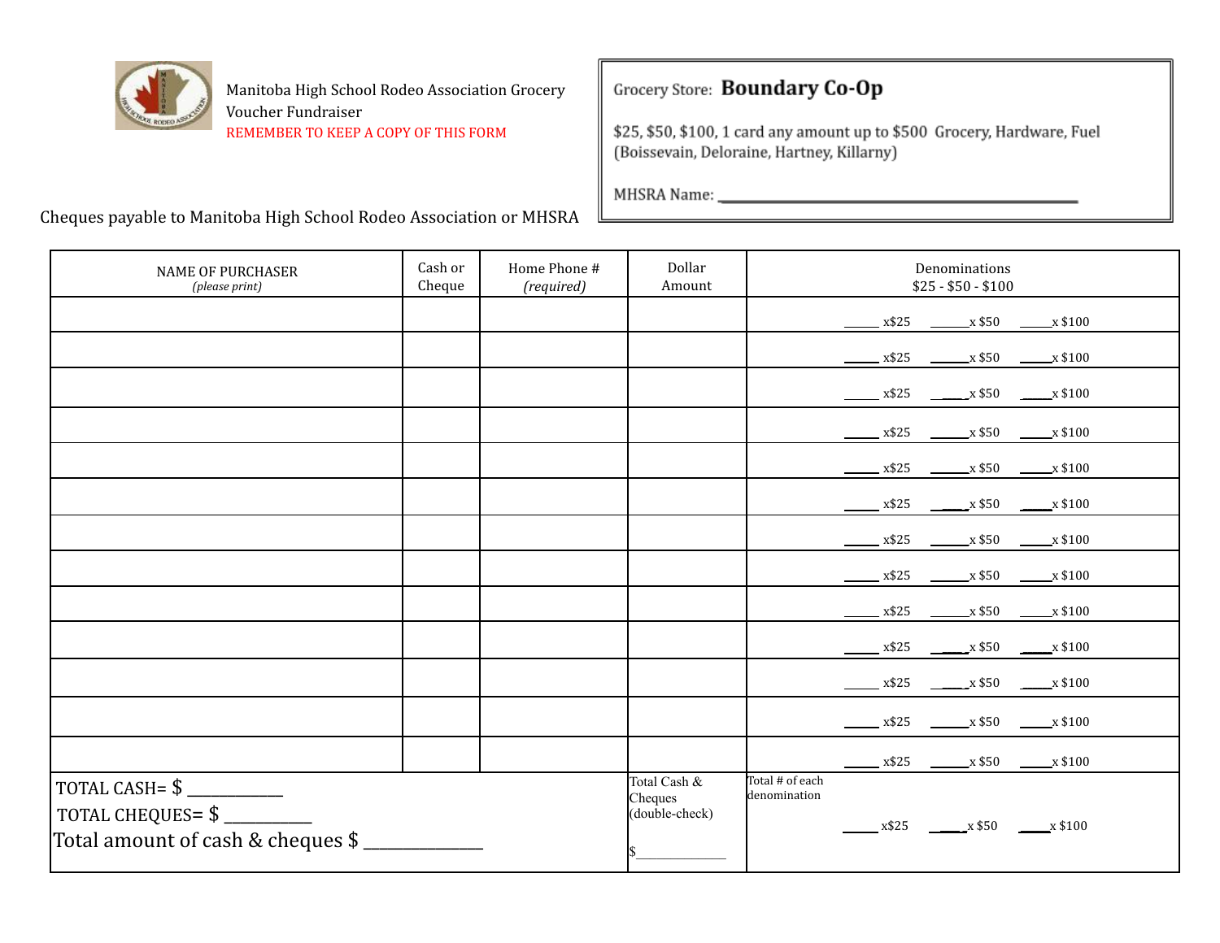Manitoba High School Rodeo Association Grocery Voucher Fundraiser

REMEMBER TO KEEP A COPY OF THIS FORM

Grocery Store: **Boundary Co-Op**

$25, $50, $100, 1 card any amount up to $500 Grocery, Hardware, Fuel (Boissevain, Deloraine, Hartney, Killarny)

MHSRA Name: ______________________________

Cheques payable to Manitoba High School Rodeo Association or MHSRA

| NAME OF PURCHASER *(please print)* | Cash or Cheque | Home Phone # *(required)* | Dollar Amount | Denominations $25 - $50 - $100 |
|---|---|---|---|---|
| | | | | _____ x$25 _____x $50 _____x $100 |
| | | | | _____ x$25 _____x $50 _____x $100 |
| | | | | _____ x$25 _____x $50 _____x $100 |
| | | | | _____ x$25 _____x $50 _____x $100 |
| | | | | _____ x$25 _____x $50 _____x $100 |
| | | | | _____ x$25 _____x $50 _____x $100 |
| | | | | _____ x$25 _____x $50 _____x $100 |
| | | | | _____ x$25 _____x $50 _____x $100 |
| | | | | _____ x$25 _____x $50 _____x $100 |
| | | | | _____ x$25 _____x $50 _____x $100 |
| | | | | _____ x$25 _____x $50 _____x $100 |
| | | | | _____ x$25 _____x $50 _____x $100 |
| | | | | _____ x$25 _____x $50 _____x $100 |
| TOTAL CASH= $ ___________<br>TOTAL CHEQUES= $ __________<br>Total amount of cash & cheques $ _____________ | | | Total Cash & Cheques (double-check)<br>$_____________ | Total # of each denomination<br>_____ x$25 _____x $50 _____x $100 |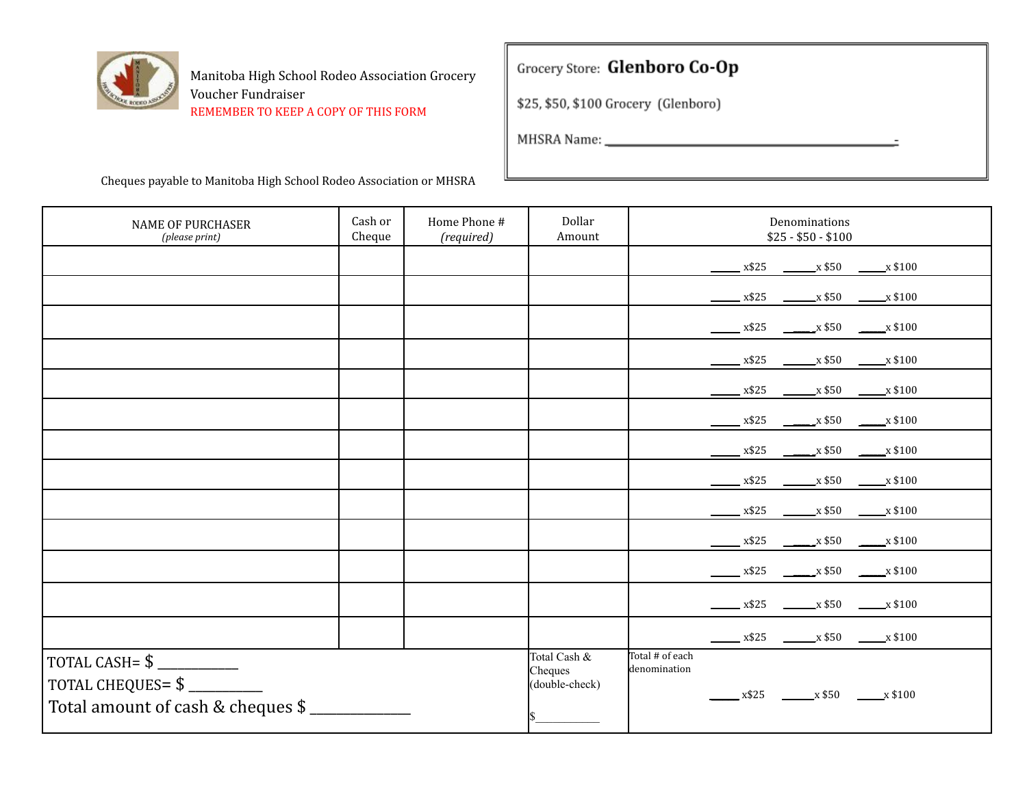Manitoba High School Rodeo Association Grocery Voucher Fundraiser

REMEMBER TO KEEP A COPY OF THIS FORM

Cheques payable to Manitoba High School Rodeo Association or MHSRA

Grocery Store: **Glenboro Co-Op**

$25, $50, $100 Grocery (Glenboro)

MHSRA Name: ______________________________________________

| NAME OF PURCHASER *(please print)* | Cash or Cheque | Home Phone # *(required)* | Dollar Amount | Denominations $25 - $50 - $100 |
|---|---|---|---|---|
| | | | | _____ x$25 _____x $50 _____x $100 |
| | | | | _____ x$25 _____x $50 _____x $100 |
| | | | | _____ x$25 _____x $50 _____x $100 |
| | | | | _____ x$25 _____x $50 _____x $100 |
| | | | | _____ x$25 _____x $50 _____x $100 |
| | | | | _____ x$25 _____x $50 _____x $100 |
| | | | | _____ x$25 _____x $50 _____x $100 |
| | | | | _____ x$25 _____x $50 _____x $100 |
| | | | | _____ x$25 _____x $50 _____x $100 |
| | | | | _____ x$25 _____x $50 _____x $100 |
| | | | | _____ x$25 _____x $50 _____x $100 |
| | | | | _____ x$25 _____x $50 _____x $100 |
| | | | | _____ x$25 _____x $50 _____x $100 |
| TOTAL CASH= $ ___________ TOTAL CHEQUES= $ __________ Total amount of cash & cheques $ _____________ | | | Total Cash & Cheques (double-check) $___________ | Total # of each denomination _____ x$25 _____x $50 _____x $100 |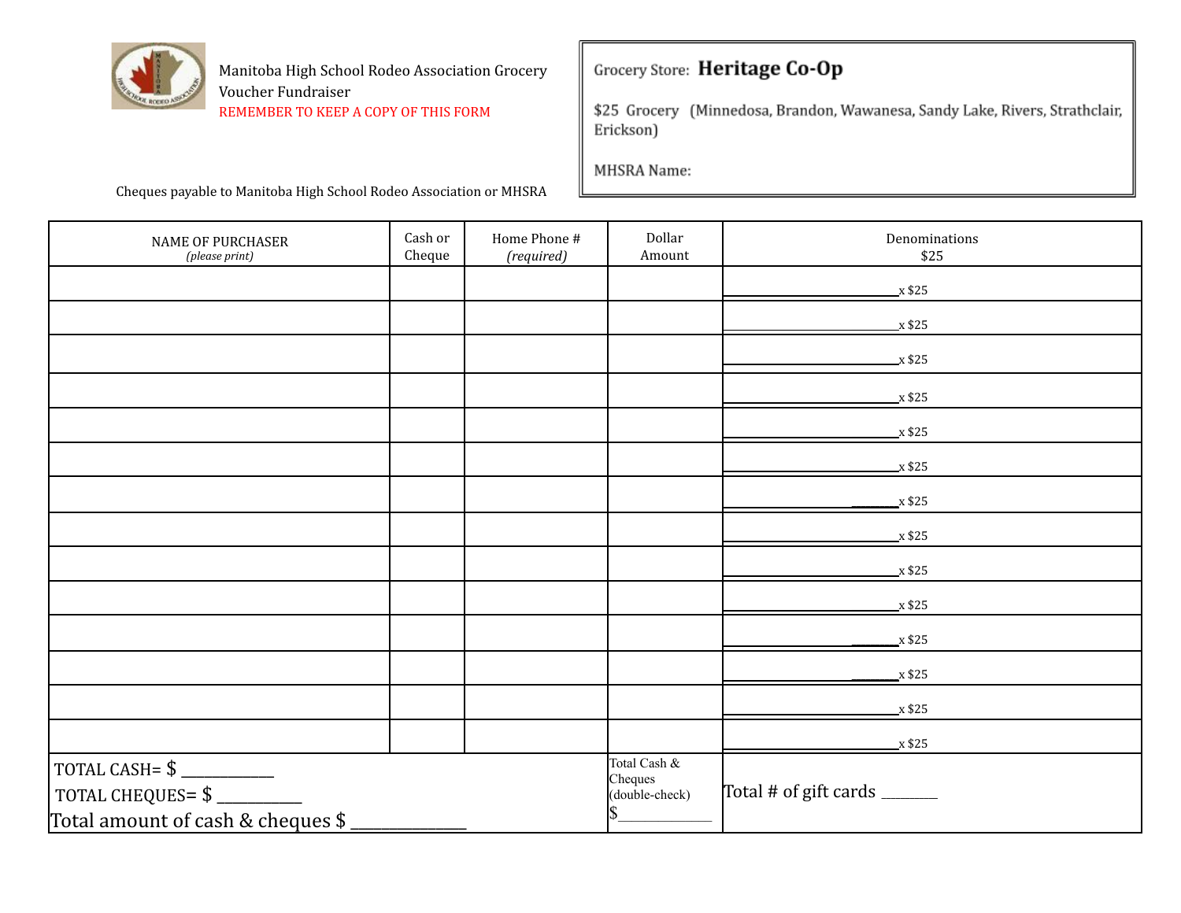Manitoba High School Rodeo Association Grocery Voucher Fundraiser

REMEMBER TO KEEP A COPY OF THIS FORM

Grocery Store: **Heritage Co-Op**

$25 Grocery (Minnedosa, Brandon, Wawanesa, Sandy Lake, Rivers, Strathclair, Erickson)

MHSRA Name:

Cheques payable to Manitoba High School Rodeo Association or MHSRA

| NAME OF PURCHASER *(please print)* | Cash or Cheque | Home Phone # *(required)* | Dollar Amount | Denominations $25 |
|---|---|---|---|---|
| | | | | ____________ x $25 |
| | | | | ____________ x $25 |
| | | | | ____________ x $25 |
| | | | | ____________ x $25 |
| | | | | ____________ x $25 |
| | | | | ____________ x $25 |
| | | | | ____________ x $25 |
| | | | | ____________ x $25 |
| | | | | ____________ x $25 |
| | | | | ____________ x $25 |
| | | | | ____________ x $25 |
| | | | | ____________ x $25 |
| | | | | ____________ x $25 |
| | | | | ____________ x $25 |
| TOTAL CASH= $ ___________<br>TOTAL CHEQUES= $ __________<br>Total amount of cash & cheques $ _____________ | | | Total Cash & Cheques (double-check) $____________ | Total # of gift cards ______ |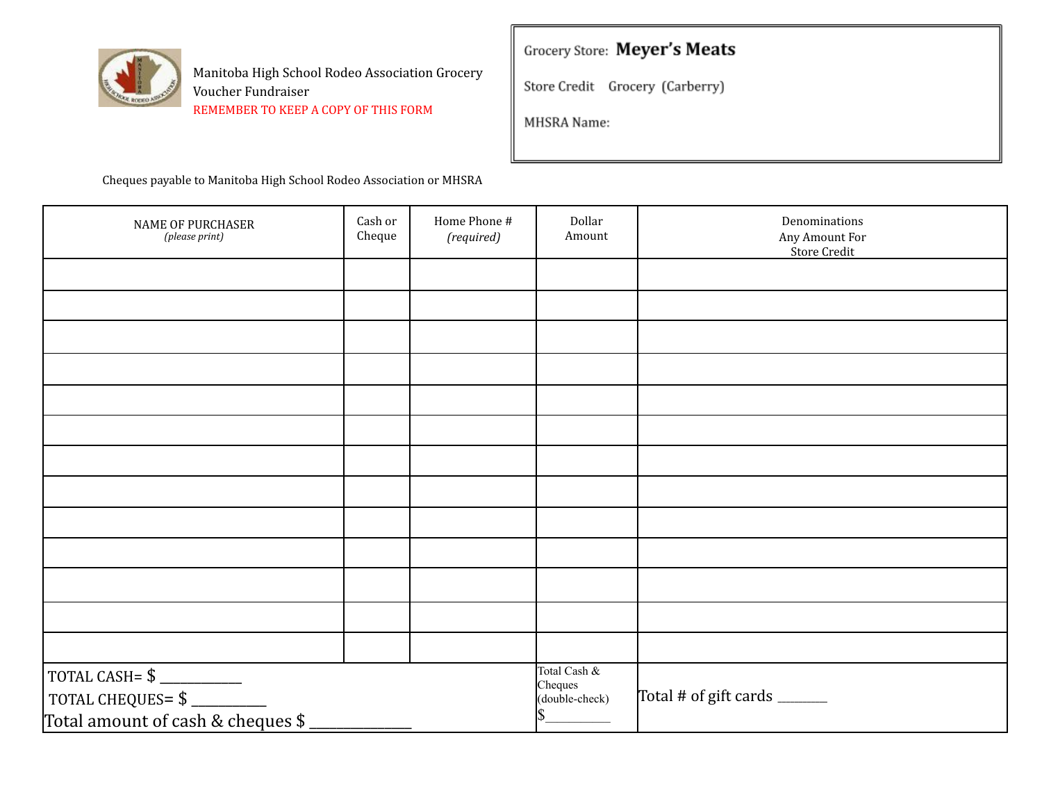Manitoba High School Rodeo Association Grocery Voucher Fundraiser

REMEMBER TO KEEP A COPY OF THIS FORM

Grocery Store: **Meyer's Meats**

Store Credit Grocery (Carberry)

MHSRA Name:

Cheques payable to Manitoba High School Rodeo Association or MHSRA

| NAME OF PURCHASER *(please print)* | Cash or Cheque | Home Phone # *(required)* | Dollar Amount | Denominations Any Amount For Store Credit |
|---|---|---|---|---|
| | | | | |
| | | | | |
| | | | | |
| | | | | |
| | | | | |
| | | | | |
| | | | | |
| | | | | |
| | | | | |
| | | | | |
| | | | | |
| | | | | |
| | | | | |
| TOTAL CASH= $ ___________<br>TOTAL CHEQUES= $ __________<br>Total amount of cash & cheques $ _____________ | | | Total Cash & Cheques (double-check) $__________ | Total # of gift cards _______ |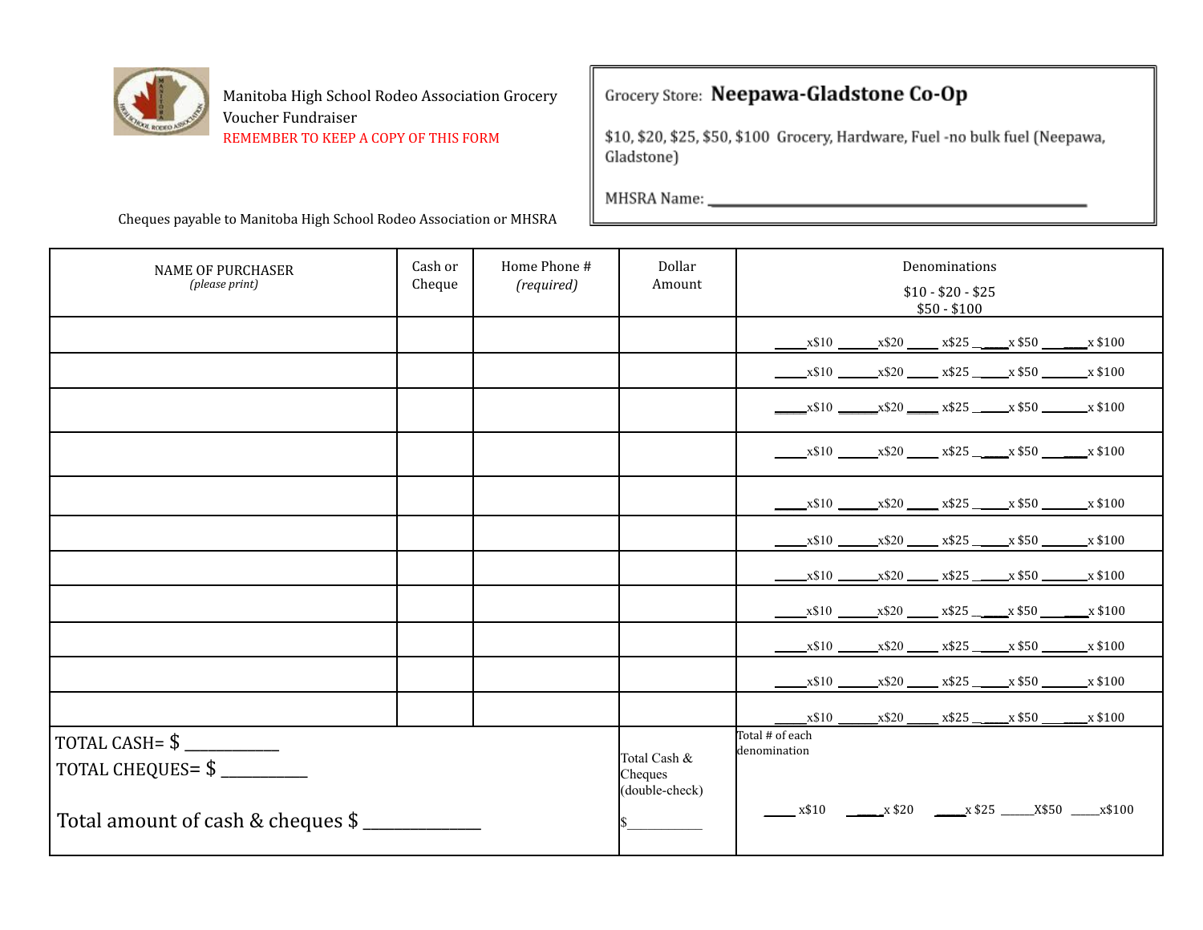Manitoba High School Rodeo Association Grocery Voucher Fundraiser

REMEMBER TO KEEP A COPY OF THIS FORM

Cheques payable to Manitoba High School Rodeo Association or MHSRA

**Grocery Store: Neepawa-Gladstone Co-Op**

$10, $20, $25, $50, $100 Grocery, Hardware, Fuel -no bulk fuel (Neepawa, Gladstone)

MHSRA Name: ____________________________________________

| NAME OF PURCHASER *(please print)* | Cash or Cheque | Home Phone # *(required)* | Dollar Amount | Denominations $10 - $20 - $25 $50 - $100 |
|---|---|---|---|---|
| | | | | ____x$10 ____x$20 ____ x$25 ____x $50 ____x $100 |
| | | | | ____x$10 ____x$20 ____ x$25 ____x $50 ____x $100 |
| | | | | ____x$10 ____x$20 ____ x$25 ____x $50 ____x $100 |
| | | | | ____x$10 ____x$20 ____ x$25 ____x $50 ____x $100 |
| | | | | ____x$10 ____x$20 ____ x$25 ____x $50 ____x $100 |
| | | | | ____x$10 ____x$20 ____ x$25 ____x $50 ____x $100 |
| | | | | ____x$10 ____x$20 ____ x$25 ____x $50 ____x $100 |
| | | | | ____x$10 ____x$20 ____ x$25 ____x $50 ____x $100 |
| | | | | ____x$10 ____x$20 ____ x$25 ____x $50 ____x $100 |
| | | | | ____x$10 ____x$20 ____ x$25 ____x $50 ____x $100 |
| | | | | ____x$10 ____x$20 ____ x$25 ____x $50 ____x $100 |
| TOTAL CASH= $ ________ TOTAL CHEQUES= $ ________ Total amount of cash & cheques $ __________ | | | Total Cash & Cheques (double-check) $________ | Total # of each denomination ____ x$10 ____x $20 ____x $25 ____X$50 ____x$100 |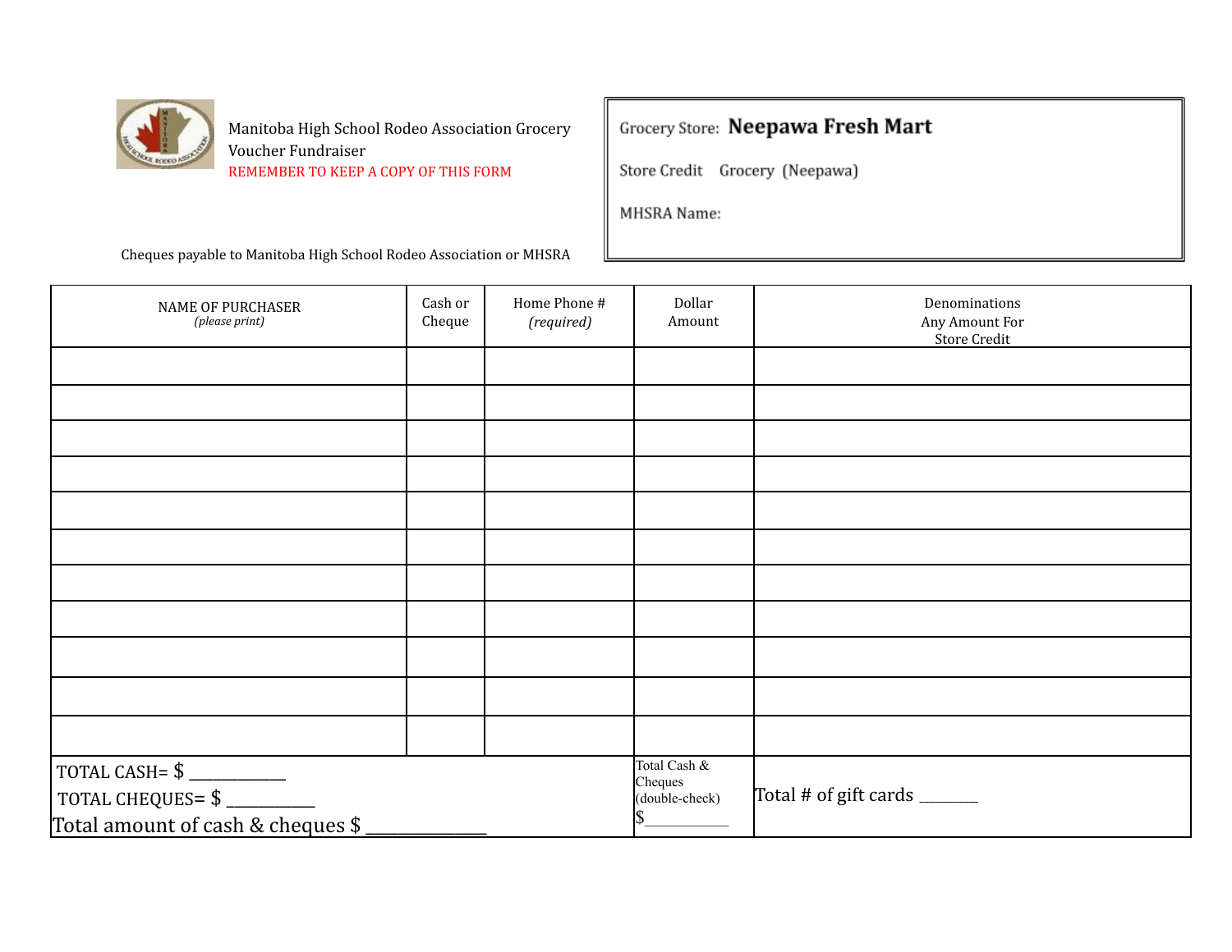Manitoba High School Rodeo Association Grocery Voucher Fundraiser

REMEMBER TO KEEP A COPY OF THIS FORM

Cheques payable to Manitoba High School Rodeo Association or MHSRA

Grocery Store: **Neepawa Fresh Mart**

Store Credit Grocery (Neepawa)

MHSRA Name:

| NAME OF PURCHASER *(please print)* | Cash or Cheque | Home Phone # *(required)* | Dollar Amount | Denominations Any Amount For Store Credit |
|---|---|---|---|---|
| | | | | |
| | | | | |
| | | | | |
| | | | | |
| | | | | |
| | | | | |
| | | | | |
| | | | | |
| | | | | |
| | | | | |
| | | | | |
| TOTAL CASH= $ \_\_\_\_\_\_\_\_\_\_\_ TOTAL CHEQUES= $ \_\_\_\_\_\_\_\_\_\_ Total amount of cash & cheques $ \_\_\_\_\_\_\_\_\_\_\_\_\_ | | | Total Cash & Cheques (double-check) $\_\_\_\_\_\_\_\_\_\_ | Total # of gift cards \_\_\_\_\_\_ |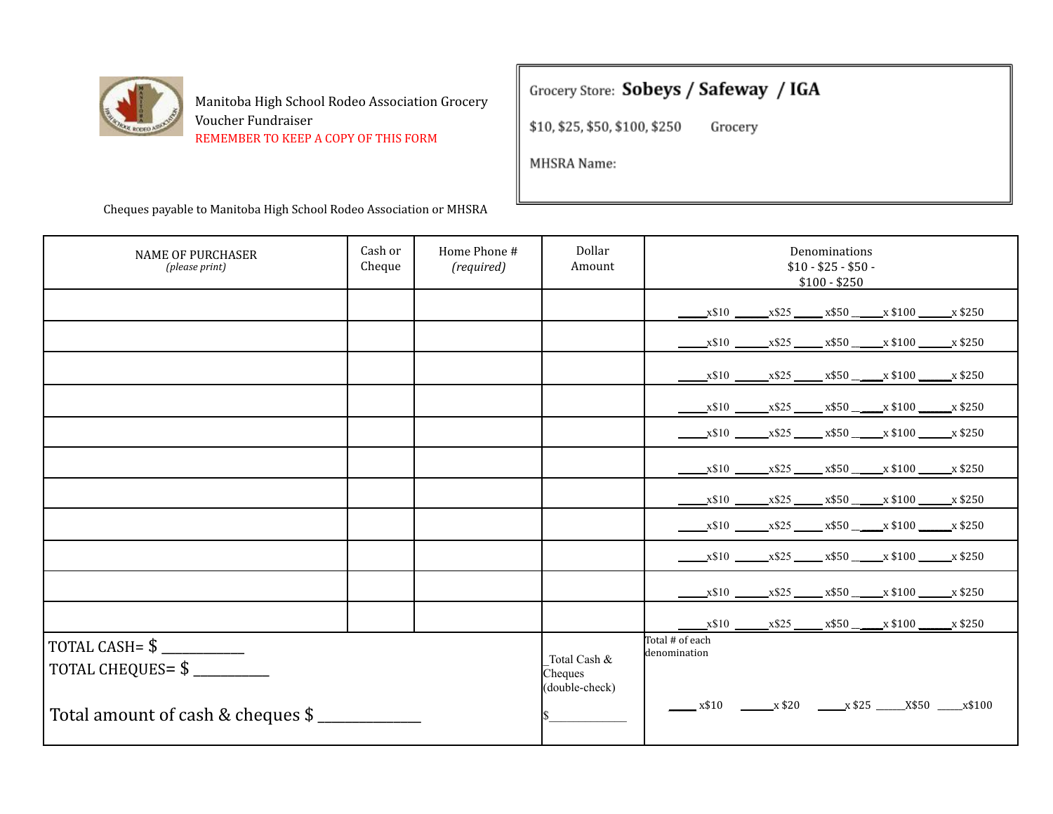Manitoba High School Rodeo Association Grocery Voucher Fundraiser

REMEMBER TO KEEP A COPY OF THIS FORM

Grocery Store: **Sobeys / Safeway / IGA**

$10, $25, $50, $100, $250 Grocery

MHSRA Name:

Cheques payable to Manitoba High School Rodeo Association or MHSRA

| NAME OF PURCHASER *(please print)* | Cash or Cheque | Home Phone # *(required)* | Dollar Amount | Denominations $10 - $25 - $50 - $100 - $250 |
|---|---|---|---|---|
| | | | | ____x$10 ____x$25 ____ x$50 ____x $100 ____x $250 |
| | | | | ____x$10 ____x$25 ____ x$50 ____x $100 ____x $250 |
| | | | | ____x$10 ____x$25 ____ x$50 ____x $100 ____x $250 |
| | | | | ____x$10 ____x$25 ____ x$50 ____x $100 ____x $250 |
| | | | | ____x$10 ____x$25 ____ x$50 ____x $100 ____x $250 |
| | | | | ____x$10 ____x$25 ____ x$50 ____x $100 ____x $250 |
| | | | | ____x$10 ____x$25 ____ x$50 ____x $100 ____x $250 |
| | | | | ____x$10 ____x$25 ____ x$50 ____x $100 ____x $250 |
| | | | | ____x$10 ____x$25 ____ x$50 ____x $100 ____x $250 |
| | | | | ____x$10 ____x$25 ____ x$50 ____x $100 ____x $250 |
| | | | | ____x$10 ____x$25 ____ x$50 ____x $100 ____x $250 |
| TOTAL CASH= $ ___________<br>TOTAL CHEQUES= $ __________<br>Total amount of cash & cheques $ _____________ | | | Total Cash & Cheques (double-check)<br>$_____________ | Total # of each denomination<br>____ x$10 _____x $20 _____x $25 _____X$50 ____x$100 |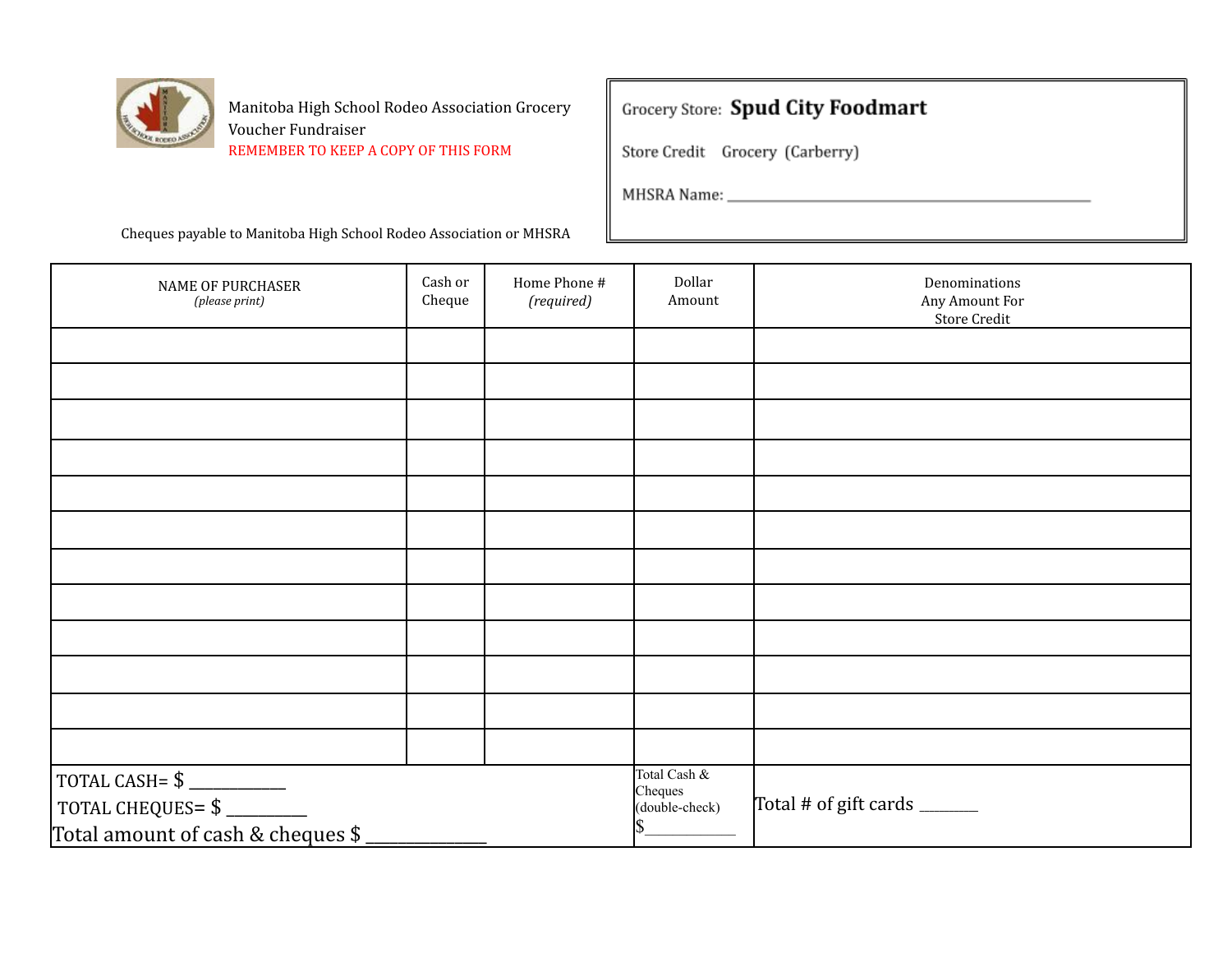Manitoba High School Rodeo Association Grocery Voucher Fundraiser

REMEMBER TO KEEP A COPY OF THIS FORM

Cheques payable to Manitoba High School Rodeo Association or MHSRA

Grocery Store: **Spud City Foodmart**

Store Credit Grocery (Carberry)

MHSRA Name: ______________________________________________

| NAME OF PURCHASER *(please print)* | Cash or Cheque | Home Phone # *(required)* | Dollar Amount | Denominations Any Amount For Store Credit |
|---|---|---|---|---|
| | | | | |
| | | | | |
| | | | | |
| | | | | |
| | | | | |
| | | | | |
| | | | | |
| | | | | |
| | | | | |
| | | | | |
| | | | | |
| | | | | |
| TOTAL CASH= $ ___________ TOTAL CHEQUES= $ _________ Total amount of cash & cheques $ _____________ | | | Total Cash & Cheques (double-check) $___________ | Total # of gift cards _______ |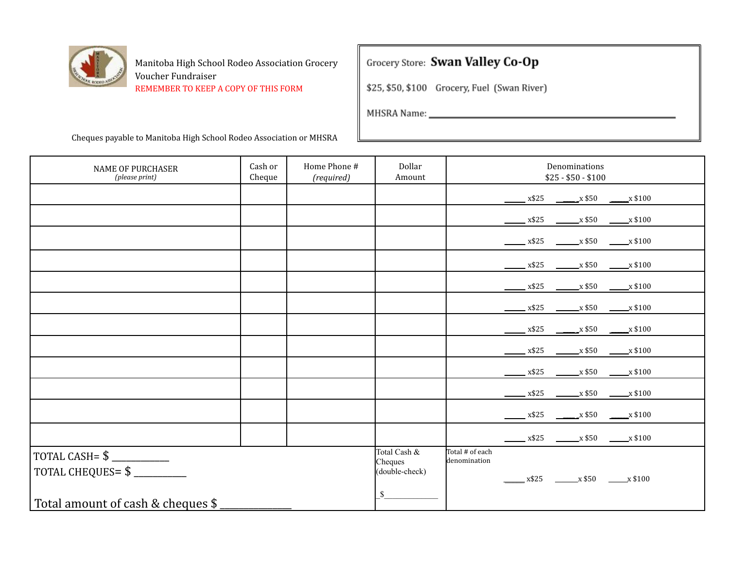Manitoba High School Rodeo Association Grocery Voucher Fundraiser

REMEMBER TO KEEP A COPY OF THIS FORM

Cheques payable to Manitoba High School Rodeo Association or MHSRA

Grocery Store: **Swan Valley Co-Op**

$25, $50, $100  Grocery, Fuel (Swan River)

MHSRA Name: ______________________________

| NAME OF PURCHASER *(please print)* | Cash or Cheque | Home Phone # *(required)* | Dollar Amount | Denominations $25 - $50 - $100 |
|---|---|---|---|---|
| | | | | _____ x$25 _____x $50 _____x $100 |
| | | | | _____ x$25 _____x $50 _____x $100 |
| | | | | _____ x$25 _____x $50 _____x $100 |
| | | | | _____ x$25 _____x $50 _____x $100 |
| | | | | _____ x$25 _____x $50 _____x $100 |
| | | | | _____ x$25 _____x $50 _____x $100 |
| | | | | _____ x$25 _____x $50 _____x $100 |
| | | | | _____ x$25 _____x $50 _____x $100 |
| | | | | _____ x$25 _____x $50 _____x $100 |
| | | | | _____ x$25 _____x $50 _____x $100 |
| | | | | _____ x$25 _____x $50 _____x $100 |
| | | | | _____ x$25 _____x $50 _____x $100 |
| TOTAL CASH= $ __________ <br> TOTAL CHEQUES= $ __________ <br> Total amount of cash & cheques $ ____________ | | | Total Cash & Cheques (double-check) <br> $____________ | Total # of each denomination <br> _____ x$25 _____x $50 _____x $100 |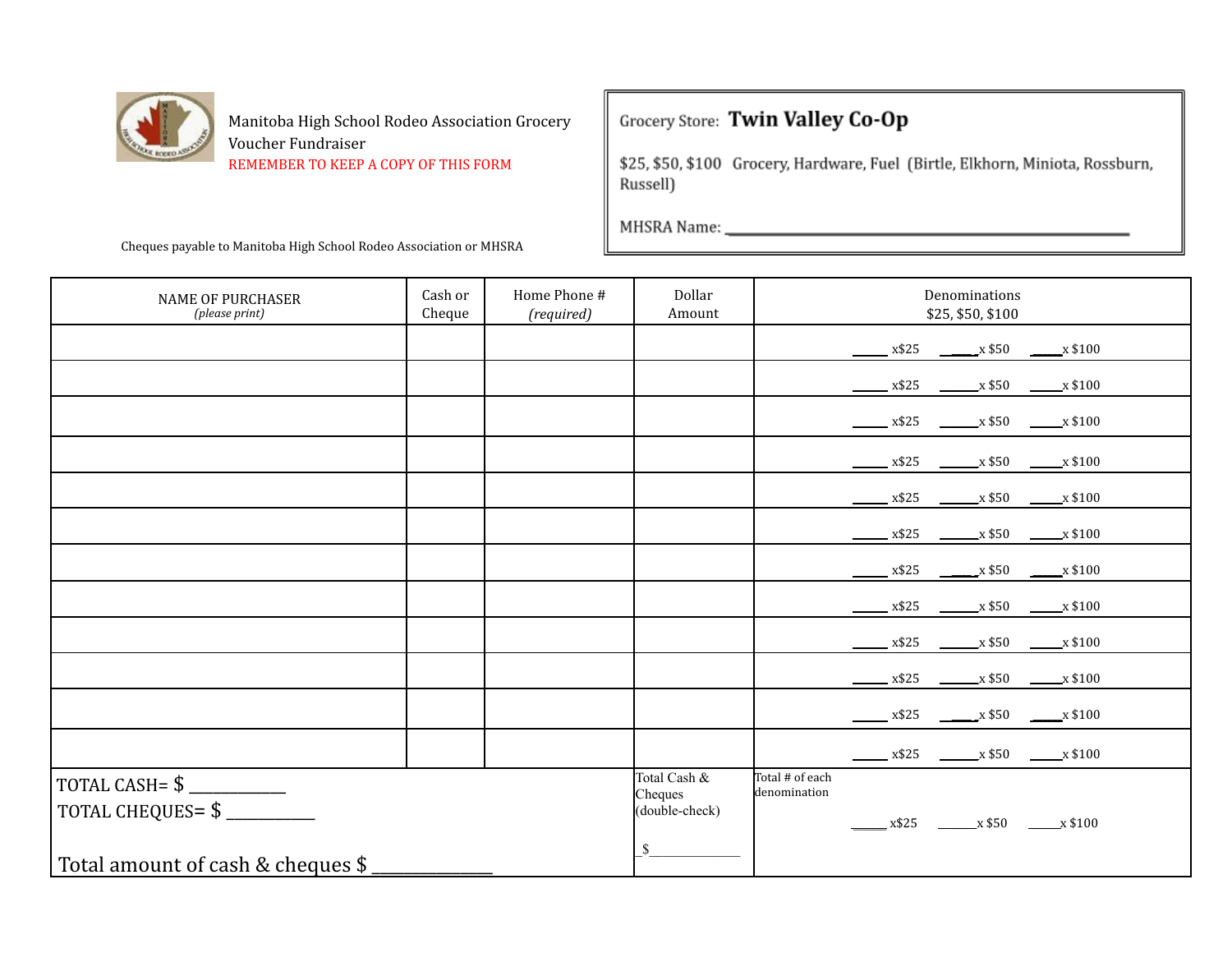Manitoba High School Rodeo Association Grocery Voucher Fundraiser

REMEMBER TO KEEP A COPY OF THIS FORM

Cheques payable to Manitoba High School Rodeo Association or MHSRA

Grocery Store: **Twin Valley Co-Op**

$25, $50, $100 Grocery, Hardware, Fuel (Birtle, Elkhorn, Miniota, Rossburn, Russell)

MHSRA Name: ____________________________________________

| NAME OF PURCHASER *(please print)* | Cash or Cheque | Home Phone # *(required)* | Dollar Amount | Denominations $25, $50, $100 |
|---|---|---|---|---|
| | | | | _____ x$25 _____x $50 _____x $100 |
| | | | | _____ x$25 _____x $50 _____x $100 |
| | | | | _____ x$25 _____x $50 _____x $100 |
| | | | | _____ x$25 _____x $50 _____x $100 |
| | | | | _____ x$25 _____x $50 _____x $100 |
| | | | | _____ x$25 _____x $50 _____x $100 |
| | | | | _____ x$25 _____x $50 _____x $100 |
| | | | | _____ x$25 _____x $50 _____x $100 |
| | | | | _____ x$25 _____x $50 _____x $100 |
| | | | | _____ x$25 _____x $50 _____x $100 |
| | | | | _____ x$25 _____x $50 _____x $100 |
| | | | | _____ x$25 _____x $50 _____x $100 |
| TOTAL CASH= $ ___________ TOTAL CHEQUES= $ ___________ Total amount of cash & cheques $ _____________ | | | Total Cash & Cheques (double-check) _$_____________ | Total # of each denomination _____ x$25 _____x $50 _____x $100 |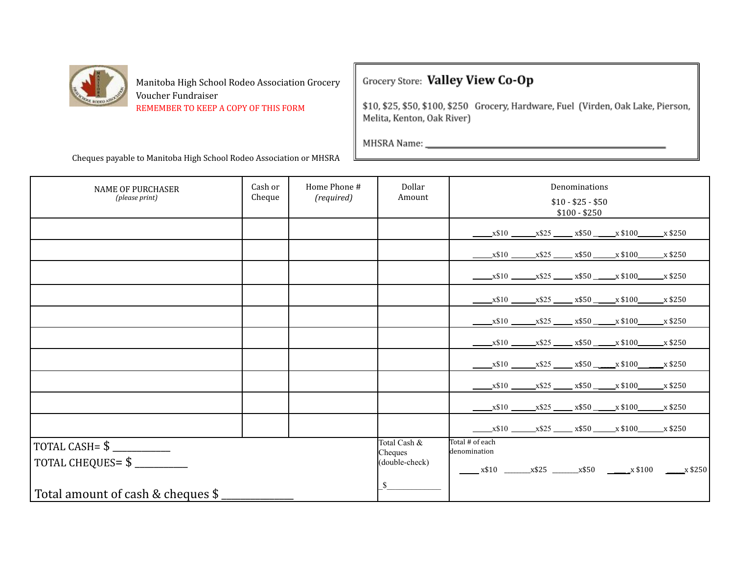Manitoba High School Rodeo Association Grocery Voucher Fundraiser

REMEMBER TO KEEP A COPY OF THIS FORM

Grocery Store: **Valley View Co-Op**

$10, $25, $50, $100, $250 Grocery, Hardware, Fuel (Virden, Oak Lake, Pierson, Melita, Kenton, Oak River)

MHSRA Name: ____________________________________________

Cheques payable to Manitoba High School Rodeo Association or MHSRA

| NAME OF PURCHASER *(please print)* | Cash or Cheque | Home Phone # *(required)* | Dollar Amount | Denominations $10 - $25 - $50 $100 - $250 |
|---|---|---|---|---|
| | | | | ____x$10 ____x$25 ____x$50 ____x $100____x $250 |
| | | | | ____x$10 ____x$25 ____x$50 ____x $100____x $250 |
| | | | | ____x$10 ____x$25 ____x$50 ____x $100____x $250 |
| | | | | ____x$10 ____x$25 ____x$50 ____x $100____x $250 |
| | | | | ____x$10 ____x$25 ____x$50 ____x $100____x $250 |
| | | | | ____x$10 ____x$25 ____x$50 ____x $100____x $250 |
| | | | | ____x$10 ____x$25 ____x$50 ____x $100____x $250 |
| | | | | ____x$10 ____x$25 ____x$50 ____x $100____x $250 |
| | | | | ____x$10 ____x$25 ____x$50 ____x $100____x $250 |
| | | | | ____x$10 ____x$25 ____x$50 ____x $100____x $250 |
| TOTAL CASH= $ __________ TOTAL CHEQUES= $ __________ Total amount of cash & cheques $ ____________ | | | Total Cash & Cheques (double-check) $____________ | Total # of each denomination ____x$10 ____x$25 ____x$50 ____x $100 ____x $250 |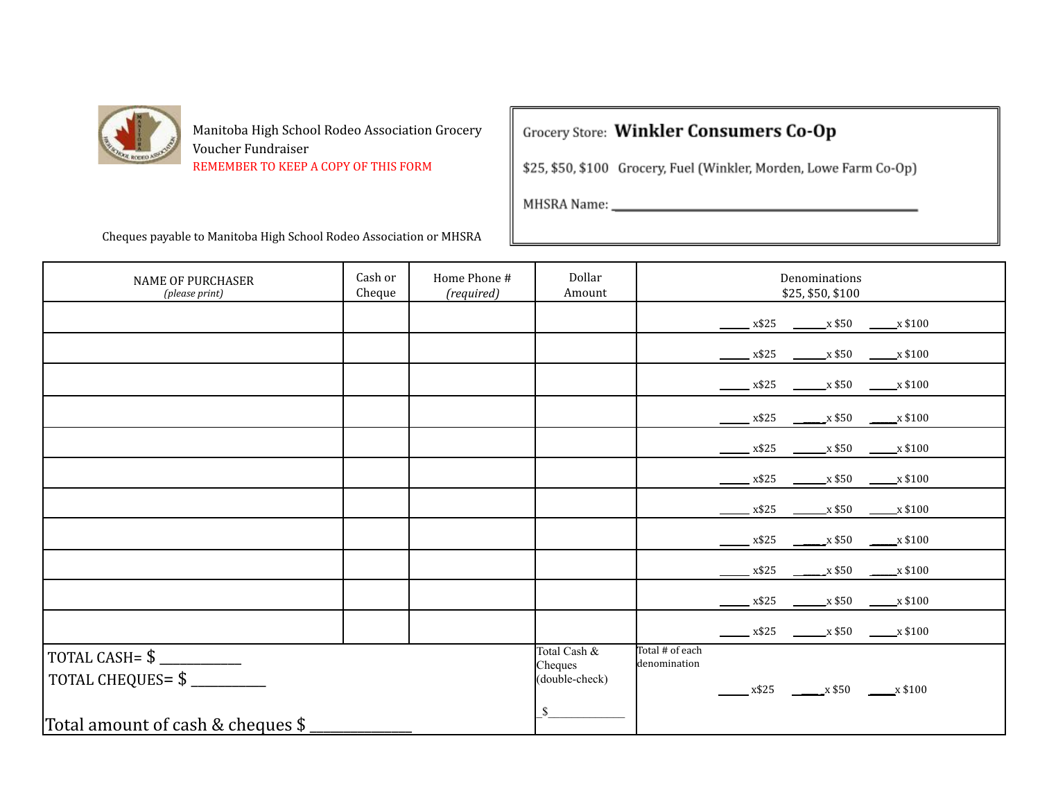Manitoba High School Rodeo Association Grocery Voucher Fundraiser

REMEMBER TO KEEP A COPY OF THIS FORM

Cheques payable to Manitoba High School Rodeo Association or MHSRA

Grocery Store: **Winkler Consumers Co-Op**

$25, $50, $100 Grocery, Fuel (Winkler, Morden, Lowe Farm Co-Op)

MHSRA Name: ____________________________________________

| NAME OF PURCHASER *(please print)* | Cash or Cheque | Home Phone # *(required)* | Dollar Amount | Denominations $25, $50, $100 |
|---|---|---|---|---|
| | | | | _____ x$25 _____ x $50 _____ x $100 |
| | | | | _____ x$25 _____ x $50 _____ x $100 |
| | | | | _____ x$25 _____ x $50 _____ x $100 |
| | | | | _____ x$25 _____ x $50 _____ x $100 |
| | | | | _____ x$25 _____ x $50 _____ x $100 |
| | | | | _____ x$25 _____ x $50 _____ x $100 |
| | | | | _____ x$25 _____ x $50 _____ x $100 |
| | | | | _____ x$25 _____ x $50 _____ x $100 |
| | | | | _____ x$25 _____ x $50 _____ x $100 |
| | | | | _____ x$25 _____ x $50 _____ x $100 |
| | | | | _____ x$25 _____ x $50 _____ x $100 |
| TOTAL CASH= $ __________ TOTAL CHEQUES= $ __________ Total amount of cash & cheques $ __________ | | | Total Cash & Cheques (double-check) $__________ | Total # of each denomination _____ x$25 _____ x $50 _____ x $100 |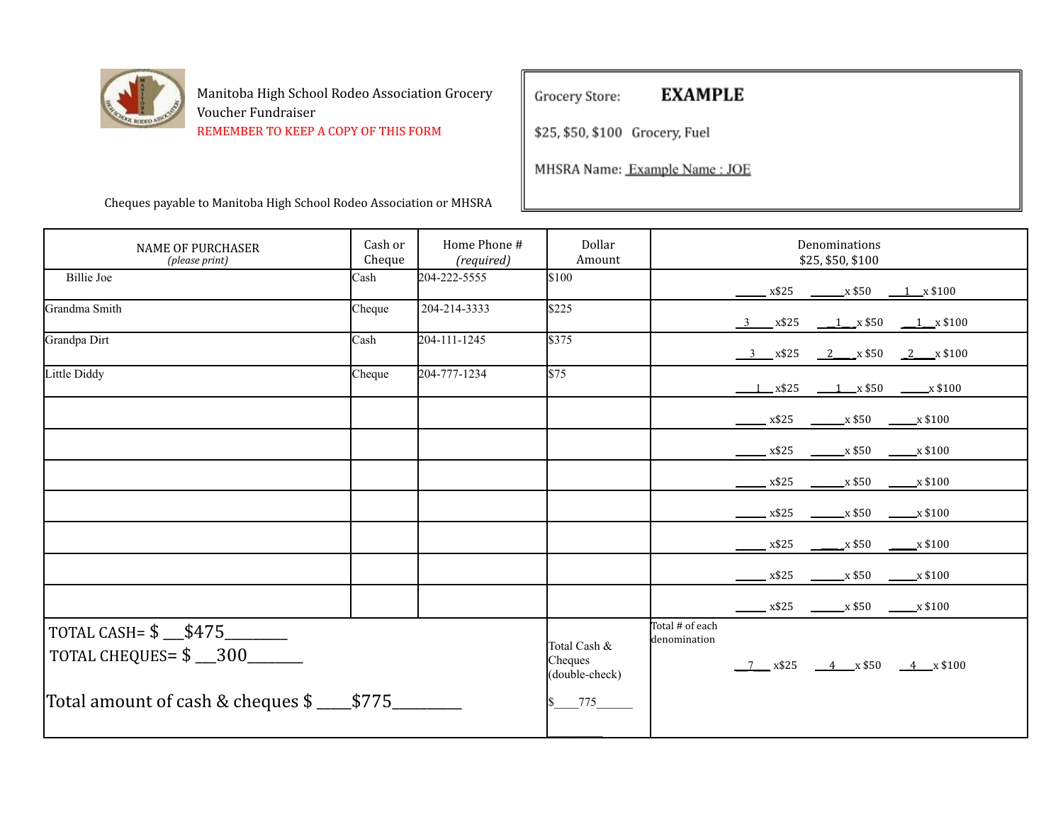Manitoba High School Rodeo Association Grocery Voucher Fundraiser

REMEMBER TO KEEP A COPY OF THIS FORM

Cheques payable to Manitoba High School Rodeo Association or MHSRA

Grocery Store: **EXAMPLE**

$25, $50, $100 Grocery, Fuel

MHSRA Name: Example Name : JOE

| NAME OF PURCHASER *(please print)* | Cash or Cheque | Home Phone # *(required)* | Dollar Amount | Denominations $25, $50, $100 |
|---|---|---|---|---|
| Billie Joe | Cash | 204-222-5555 | $100 | ____ x$25 ____ x $50 __1__ x $100 |
| Grandma Smith | Cheque | 204-214-3333 | $225 | __3__ x$25 __1__ x $50 __1__ x $100 |
| Grandpa Dirt | Cash | 204-111-1245 | $375 | __3__ x$25 __2__ x $50 __2__ x $100 |
| Little Diddy | Cheque | 204-777-1234 | $75 | __1__ x$25 __1__ x $50 ____ x $100 |
| | | | | ____ x$25 ____ x $50 ____ x $100 |
| | | | | ____ x$25 ____ x $50 ____ x $100 |
| | | | | ____ x$25 ____ x $50 ____ x $100 |
| | | | | ____ x$25 ____ x $50 ____ x $100 |
| | | | | ____ x$25 ____ x $50 ____ x $100 |
| | | | | ____ x$25 ____ x $50 ____ x $100 |
| | | | | ____ x$25 ____ x $50 ____ x $100 |
| TOTAL CASH= $ __$475________ TOTAL CHEQUES= $ __300_______ Total amount of cash & cheques $ ____$775_________ | | | Total Cash & Cheques (double-check) $____775______ | Total # of each denomination __7__ x$25 __4__ x $50 __4__ x $100 |